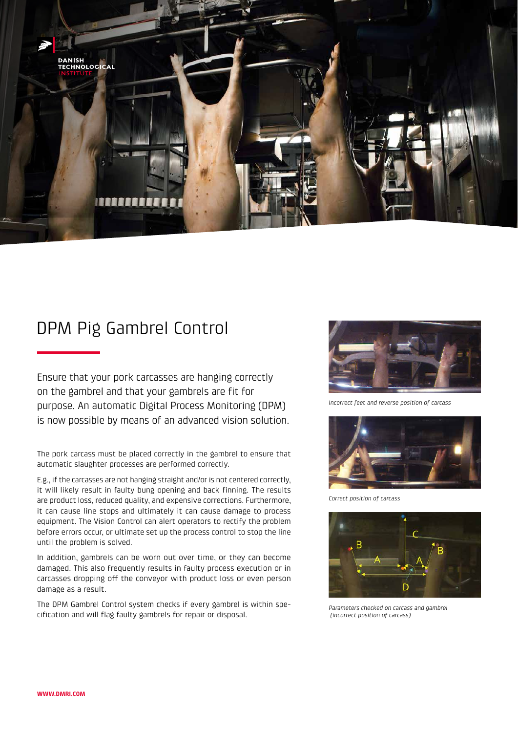# DPM Pig Gambrel Control

Ensure that your pork carcasses are hanging correctly on the gambrel and that your gambrels are fit for purpose. An automatic Digital Process Monitoring (DPM) is now possible by means of an advanced vision solution.

The pork carcass must be placed correctly in the gambrel to ensure that automatic slaughter processes are performed correctly.

E.g., if the carcasses are not hanging straight and/or is not centered correctly, it will likely result in faulty bung opening and back finning. The results are product loss, reduced quality, and expensive corrections. Furthermore, it can cause line stops and ultimately it can cause damage to process equipment. The Vision Control can alert operators to rectify the problem before errors occur, or ultimate set up the process control to stop the line until the problem is solved.

In addition, gambrels can be worn out over time, or they can become damaged. This also frequently results in faulty process execution or in carcasses dropping off the conveyor with product loss or even person damage as a result.

The DPM Gambrel Control system checks if every gambrel is within specification and will flag faulty gambrels for repair or disposal.

*Incorrect feet and reverse position of carcass*

*Correct position of carcass*

*Parameters checked on carcass and gambrel (incorrect position of carcass)*

**WWW.DMRI.COM**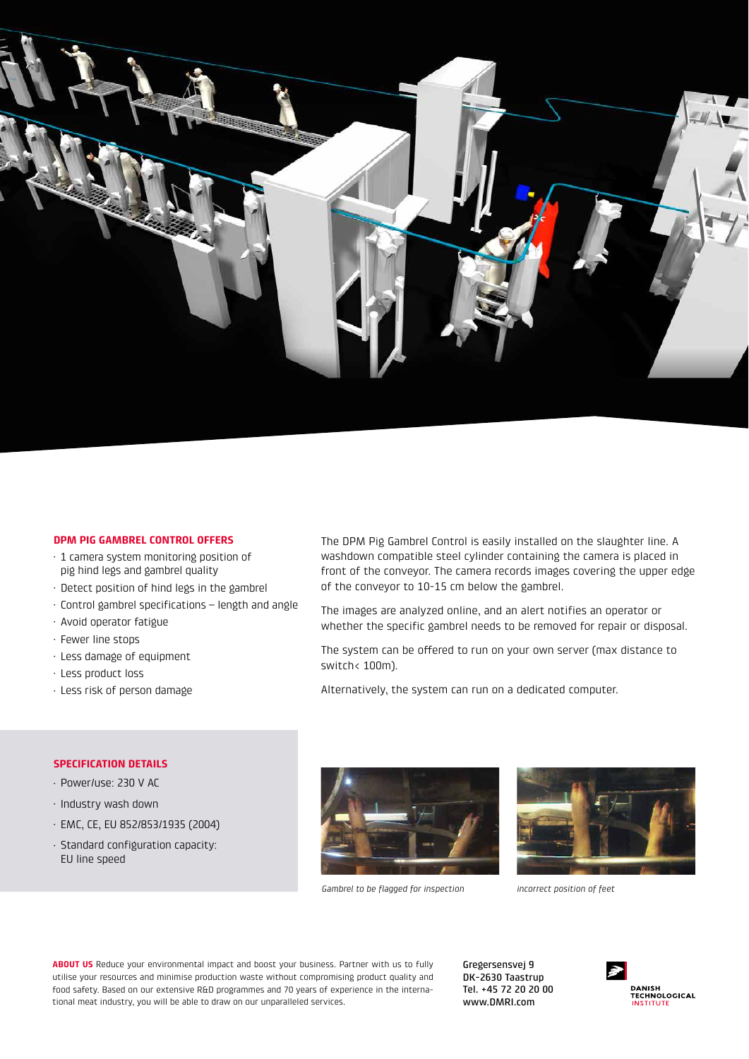## DPM PIG GAMBREL CONTROL OFFERS

- 1 camera system monitoring position of pig hind legs and gambrel quality
- Detect position of hind legs in the gambrel
- Control gambrel specifications – length and angle
- Avoid operator fatigue
- Fewer line stops
- Less damage of equipment
- Less product loss
- Less risk of person damage

The DPM Pig Gambrel Control is easily installed on the slaughter line. A washdown compatible steel cylinder containing the camera is placed in front of the conveyor. The camera records images covering the upper edge of the conveyor to 10-15 cm below the gambrel.

The images are analyzed online, and an alert notifies an operator or whether the specific gambrel needs to be removed for repair or disposal.

The system can be offered to run on your own server (max distance to switch< 100m).

Alternatively, the system can run on a dedicated computer.

## SPECIFICATION DETAILS

- Power/use: 230 V AC
- Industry wash down
- EMC, CE, EU 852/853/1935 (2004)
- Standard configuration capacity: EU line speed

*Gambrel to be flagged for inspection*

*incorrect position of feet*

**ABOUT US** Reduce your environmental impact and boost your business. Partner with us to fully utilise your resources and minimise production waste without compromising product quality and food safety. Based on our extensive R&D programmes and 70 years of experience in the international meat industry, you will be able to draw on our unparalleled services.

Gregersensvej 9
DK-2630 Taastrup
Tel. +45 72 20 20 00
www.DMRI.com

DANISH TECHNOLOGICAL INSTITUTE